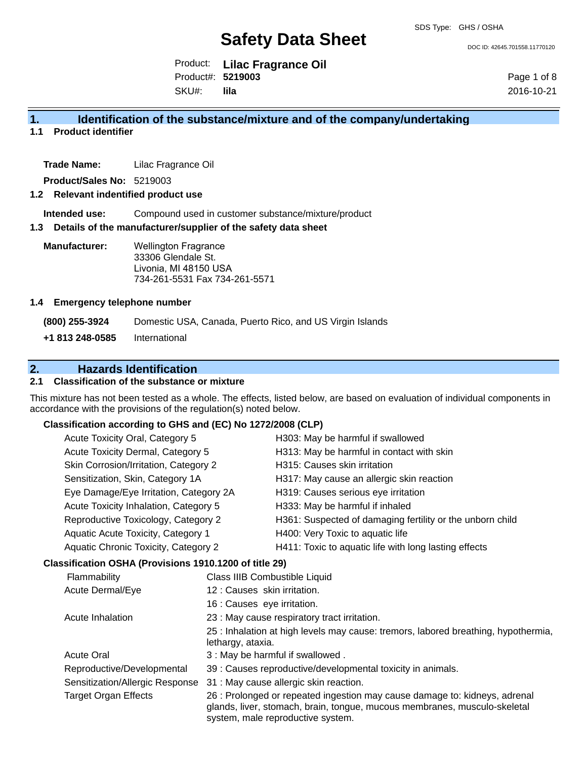SDS Type: GHS / OSHA

# Safety Data Sheet

DOC ID: 42645.701558.11770120

Product: **Lilac Fragrance Oil**
Product#: **5219003**
SKU#: **lila**

2016-10-21

## 1. Identification of the substance/mixture and of the company/undertaking

### 1.1 Product identifier

**Trade Name:** Lilac Fragrance Oil

**Product/Sales No:** 5219003

### 1.2 Relevant identified product use

**Intended use:** Compound used in customer substance/mixture/product

### 1.3 Details of the manufacturer/supplier of the safety data sheet

**Manufacturer:** Wellington Fragrance
33306 Glendale St.
Livonia, MI 48150 USA
734-261-5531 Fax 734-261-5571

### 1.4 Emergency telephone number

**(800) 255-3924** Domestic USA, Canada, Puerto Rico, and US Virgin Islands

**+1 813 248-0585** International

## 2. Hazards Identification

### 2.1 Classification of the substance or mixture

This mixture has not been tested as a whole. The effects, listed below, are based on evaluation of individual components in accordance with the provisions of the regulation(s) noted below.

**Classification according to GHS and (EC) No 1272/2008 (CLP)**

| | |
|---|---|
| Acute Toxicity Oral, Category 5 | H303: May be harmful if swallowed |
| Acute Toxicity Dermal, Category 5 | H313: May be harmful in contact with skin |
| Skin Corrosion/Irritation, Category 2 | H315: Causes skin irritation |
| Sensitization, Skin, Category 1A | H317: May cause an allergic skin reaction |
| Eye Damage/Eye Irritation, Category 2A | H319: Causes serious eye irritation |
| Acute Toxicity Inhalation, Category 5 | H333: May be harmful if inhaled |
| Reproductive Toxicology, Category 2 | H361: Suspected of damaging fertility or the unborn child |
| Aquatic Acute Toxicity, Category 1 | H400: Very Toxic to aquatic life |
| Aquatic Chronic Toxicity, Category 2 | H411: Toxic to aquatic life with long lasting effects |

**Classification OSHA (Provisions 1910.1200 of title 29)**

| | |
|---|---|
| Flammability | Class IIIB Combustible Liquid |
| Acute Dermal/Eye | 12 : Causes skin irritation. |
| | 16 : Causes eye irritation. |
| Acute Inhalation | 23 : May cause respiratory tract irritation. |
| | 25 : Inhalation at high levels may cause: tremors, labored breathing, hypothermia, lethargy, ataxia. |
| Acute Oral | 3 : May be harmful if swallowed . |
| Reproductive/Developmental | 39 : Causes reproductive/developmental toxicity in animals. |
| Sensitization/Allergic Response | 31 : May cause allergic skin reaction. |
| Target Organ Effects | 26 : Prolonged or repeated ingestion may cause damage to: kidneys, adrenal glands, liver, stomach, brain, tongue, mucous membranes, musculo-skeletal system, male reproductive system. |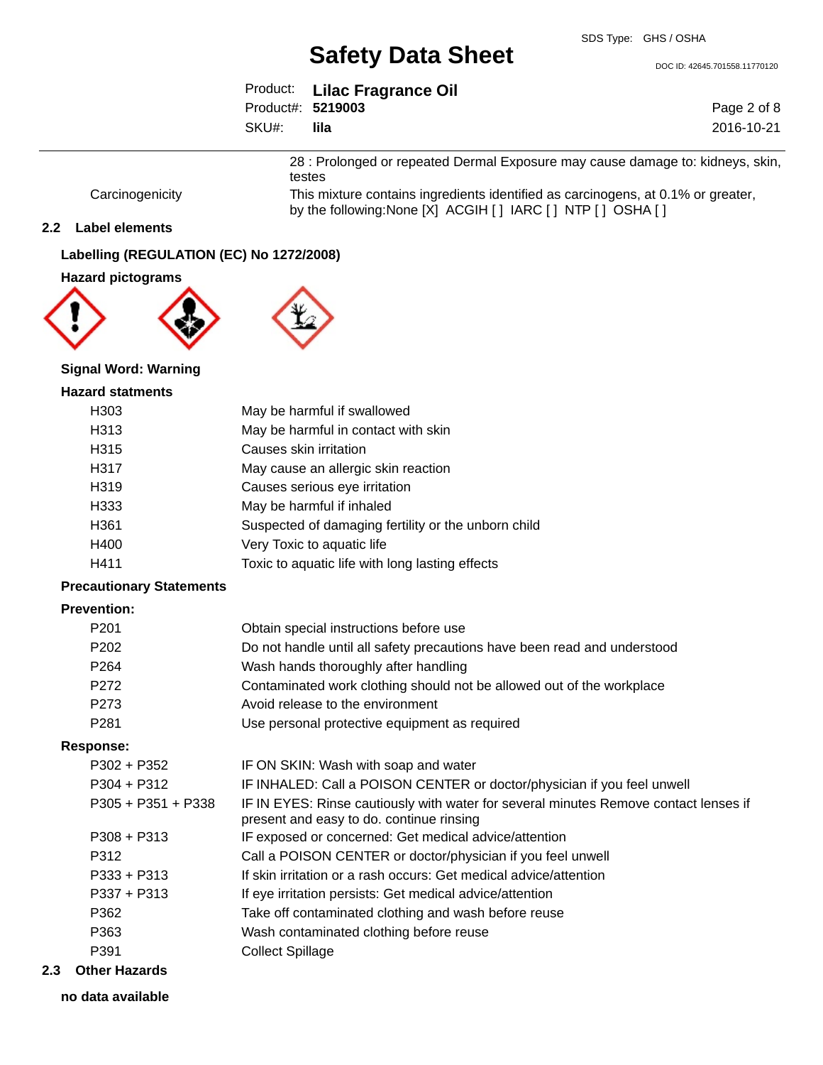| | |
|---|---|
| | 28 : Prolonged or repeated Dermal Exposure may cause damage to: kidneys, skin, testes |
| Carcinogenicity | This mixture contains ingredients identified as carcinogens, at 0.1% or greater, by the following:None [X] ACGIH [ ] IARC [ ] NTP [ ] OSHA [ ] |

## 2.2 Label elements

### Labelling (REGULATION (EC) No 1272/2008)

### Hazard pictograms

### Signal Word: Warning

### Hazard statments

| | |
|---|---|
| H303 | May be harmful if swallowed |
| H313 | May be harmful in contact with skin |
| H315 | Causes skin irritation |
| H317 | May cause an allergic skin reaction |
| H319 | Causes serious eye irritation |
| H333 | May be harmful if inhaled |
| H361 | Suspected of damaging fertility or the unborn child |
| H400 | Very Toxic to aquatic life |
| H411 | Toxic to aquatic life with long lasting effects |

### Precautionary Statements

### Prevention:

| | |
|---|---|
| P201 | Obtain special instructions before use |
| P202 | Do not handle until all safety precautions have been read and understood |
| P264 | Wash hands thoroughly after handling |
| P272 | Contaminated work clothing should not be allowed out of the workplace |
| P273 | Avoid release to the environment |
| P281 | Use personal protective equipment as required |

### Response:

| | |
|---|---|
| P302 + P352 | IF ON SKIN: Wash with soap and water |
| P304 + P312 | IF INHALED: Call a POISON CENTER or doctor/physician if you feel unwell |
| P305 + P351 + P338 | IF IN EYES: Rinse cautiously with water for several minutes Remove contact lenses if present and easy to do. continue rinsing |
| P308 + P313 | IF exposed or concerned: Get medical advice/attention |
| P312 | Call a POISON CENTER or doctor/physician if you feel unwell |
| P333 + P313 | If skin irritation or a rash occurs: Get medical advice/attention |
| P337 + P313 | If eye irritation persists: Get medical advice/attention |
| P362 | Take off contaminated clothing and wash before reuse |
| P363 | Wash contaminated clothing before reuse |
| P391 | Collect Spillage |

## 2.3 Other Hazards

**no data available**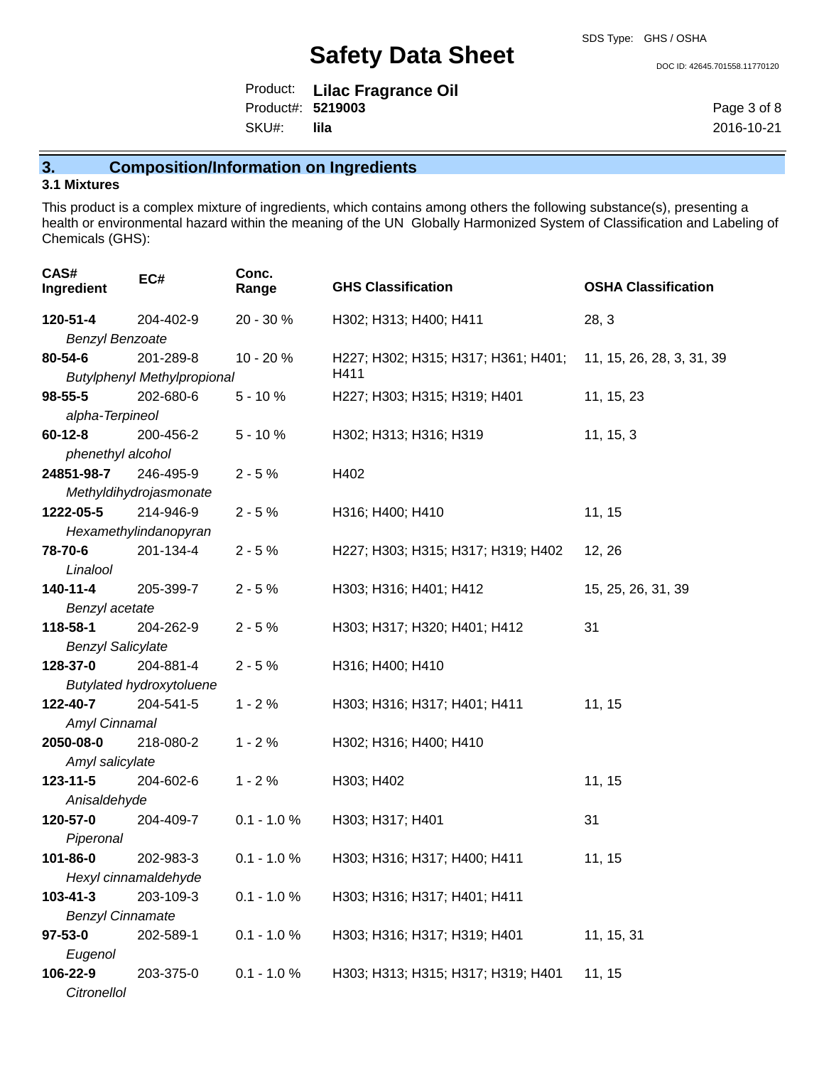## 3. Composition/Information on Ingredients

### 3.1 Mixtures

This product is a complex mixture of ingredients, which contains among others the following substance(s), presenting a health or environmental hazard within the meaning of the UN Globally Harmonized System of Classification and Labeling of Chemicals (GHS):

| CAS# Ingredient | EC# | Conc. Range | GHS Classification | OSHA Classification |
|---|---|---|---|---|
| **120-51-4** *Benzyl Benzoate* | 204-402-9 | 20 - 30 % | H302; H313; H400; H411 | 28, 3 |
| **80-54-6** *Butylphenyl Methylpropional* | 201-289-8 | 10 - 20 % | H227; H302; H315; H317; H361; H401; H411 | 11, 15, 26, 28, 3, 31, 39 |
| **98-55-5** *alpha-Terpineol* | 202-680-6 | 5 - 10 % | H227; H303; H315; H319; H401 | 11, 15, 23 |
| **60-12-8** *phenethyl alcohol* | 200-456-2 | 5 - 10 % | H302; H313; H316; H319 | 11, 15, 3 |
| **24851-98-7** *Methyldihydrojasmonate* | 246-495-9 | 2 - 5 % | H402 | |
| **1222-05-5** *Hexamethylindanopyran* | 214-946-9 | 2 - 5 % | H316; H400; H410 | 11, 15 |
| **78-70-6** *Linalool* | 201-134-4 | 2 - 5 % | H227; H303; H315; H317; H319; H402 | 12, 26 |
| **140-11-4** *Benzyl acetate* | 205-399-7 | 2 - 5 % | H303; H316; H401; H412 | 15, 25, 26, 31, 39 |
| **118-58-1** *Benzyl Salicylate* | 204-262-9 | 2 - 5 % | H303; H317; H320; H401; H412 | 31 |
| **128-37-0** *Butylated hydroxytoluene* | 204-881-4 | 2 - 5 % | H316; H400; H410 | |
| **122-40-7** *Amyl Cinnamal* | 204-541-5 | 1 - 2 % | H303; H316; H317; H401; H411 | 11, 15 |
| **2050-08-0** *Amyl salicylate* | 218-080-2 | 1 - 2 % | H302; H316; H400; H410 | |
| **123-11-5** *Anisaldehyde* | 204-602-6 | 1 - 2 % | H303; H402 | 11, 15 |
| **120-57-0** *Piperonal* | 204-409-7 | 0.1 - 1.0 % | H303; H317; H401 | 31 |
| **101-86-0** *Hexyl cinnamaldehyde* | 202-983-3 | 0.1 - 1.0 % | H303; H316; H317; H400; H411 | 11, 15 |
| **103-41-3** *Benzyl Cinnamate* | 203-109-3 | 0.1 - 1.0 % | H303; H316; H317; H401; H411 | |
| **97-53-0** *Eugenol* | 202-589-1 | 0.1 - 1.0 % | H303; H316; H317; H319; H401 | 11, 15, 31 |
| **106-22-9** *Citronellol* | 203-375-0 | 0.1 - 1.0 % | H303; H313; H315; H317; H319; H401 | 11, 15 |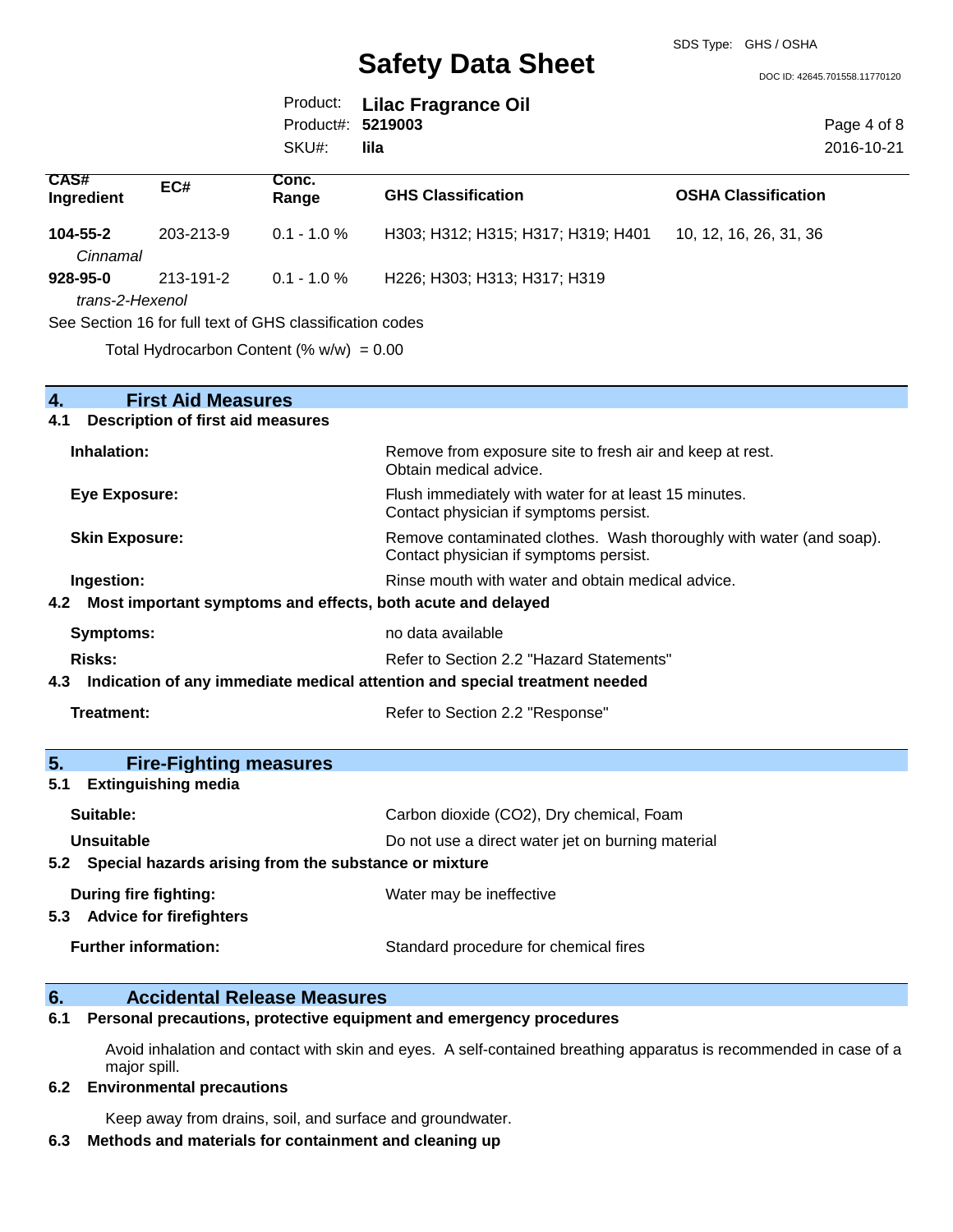| CAS# Ingredient | EC# | Conc. Range | GHS Classification | OSHA Classification |
|---|---|---|---|---|
| **104-55-2** *Cinnamal* | 203-213-9 | 0.1 - 1.0 % | H303; H312; H315; H317; H319; H401 | 10, 12, 16, 26, 31, 36 |
| **928-95-0** *trans-2-Hexenol* | 213-191-2 | 0.1 - 1.0 % | H226; H303; H313; H317; H319 | |

See Section 16 for full text of GHS classification codes

Total Hydrocarbon Content (% w/w) = 0.00

## 4. First Aid Measures

### 4.1 Description of first aid measures

**Inhalation:** Remove from exposure site to fresh air and keep at rest. Obtain medical advice.

**Eye Exposure:** Flush immediately with water for at least 15 minutes. Contact physician if symptoms persist.

**Skin Exposure:** Remove contaminated clothes. Wash thoroughly with water (and soap). Contact physician if symptoms persist.

**Ingestion:** Rinse mouth with water and obtain medical advice.

### 4.2 Most important symptoms and effects, both acute and delayed

**Symptoms:** no data available

**Risks:** Refer to Section 2.2 "Hazard Statements"

### 4.3 Indication of any immediate medical attention and special treatment needed

**Treatment:** Refer to Section 2.2 "Response"

## 5. Fire-Fighting measures

### 5.1 Extinguishing media

**Suitable:** Carbon dioxide ($CO_2$), Dry chemical, Foam

**Unsuitable** Do not use a direct water jet on burning material

### 5.2 Special hazards arising from the substance or mixture

**During fire fighting:** Water may be ineffective

### 5.3 Advice for firefighters

**Further information:** Standard procedure for chemical fires

## 6. Accidental Release Measures

### 6.1 Personal precautions, protective equipment and emergency procedures

Avoid inhalation and contact with skin and eyes. A self-contained breathing apparatus is recommended in case of a major spill.

### 6.2 Environmental precautions

Keep away from drains, soil, and surface and groundwater.

### 6.3 Methods and materials for containment and cleaning up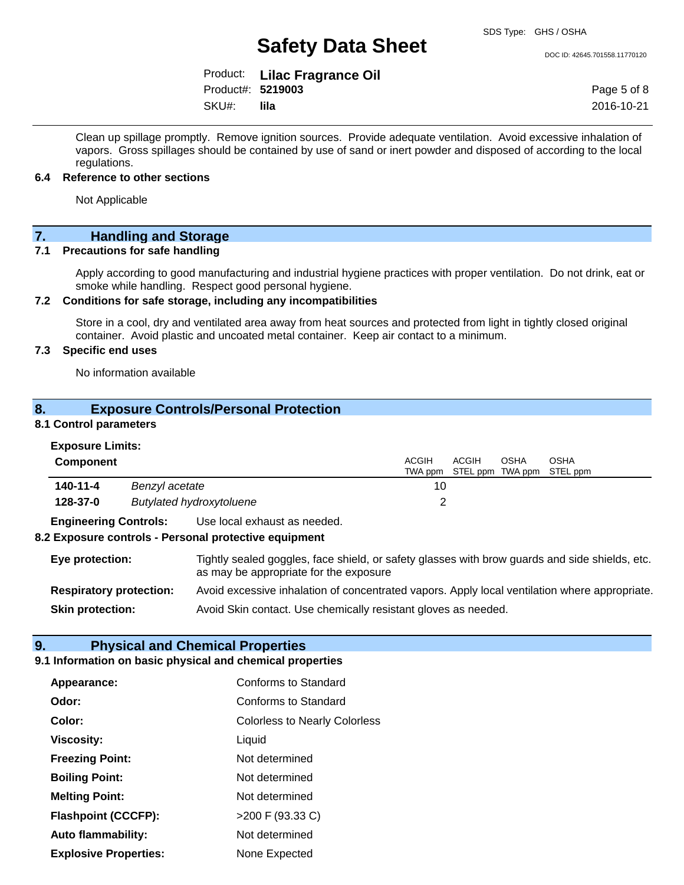Clean up spillage promptly. Remove ignition sources. Provide adequate ventilation. Avoid excessive inhalation of vapors. Gross spillages should be contained by use of sand or inert powder and disposed of according to the local regulations.

### 6.4 Reference to other sections

Not Applicable

## 7. Handling and Storage

### 7.1 Precautions for safe handling

Apply according to good manufacturing and industrial hygiene practices with proper ventilation. Do not drink, eat or smoke while handling. Respect good personal hygiene.

### 7.2 Conditions for safe storage, including any incompatibilities

Store in a cool, dry and ventilated area away from heat sources and protected from light in tightly closed original container. Avoid plastic and uncoated metal container. Keep air contact to a minimum.

### 7.3 Specific end uses

No information available

## 8. Exposure Controls/Personal Protection

### 8.1 Control parameters

**Exposure Limits:**

| Component | | ACGIH TWA ppm | ACGIH STEL ppm | OSHA TWA ppm | OSHA STEL ppm |
|---|---|---|---|---|---|
| **140-11-4** | *Benzyl acetate* | 10 | | | |
| **128-37-0** | *Butylated hydroxytoluene* | 2 | | | |

**Engineering Controls:** Use local exhaust as needed.

### 8.2 Exposure controls - Personal protective equipment

**Eye protection:** Tightly sealed goggles, face shield, or safety glasses with brow guards and side shields, etc. as may be appropriate for the exposure

**Respiratory protection:** Avoid excessive inhalation of concentrated vapors. Apply local ventilation where appropriate.

**Skin protection:** Avoid Skin contact. Use chemically resistant gloves as needed.

## 9. Physical and Chemical Properties

### 9.1 Information on basic physical and chemical properties

| | |
|---|---|
| **Appearance:** | Conforms to Standard |
| **Odor:** | Conforms to Standard |
| **Color:** | Colorless to Nearly Colorless |
| **Viscosity:** | Liquid |
| **Freezing Point:** | Not determined |
| **Boiling Point:** | Not determined |
| **Melting Point:** | Not determined |
| **Flashpoint (CCCFP):** | >200 F (93.33 C) |
| **Auto flammability:** | Not determined |
| **Explosive Properties:** | None Expected |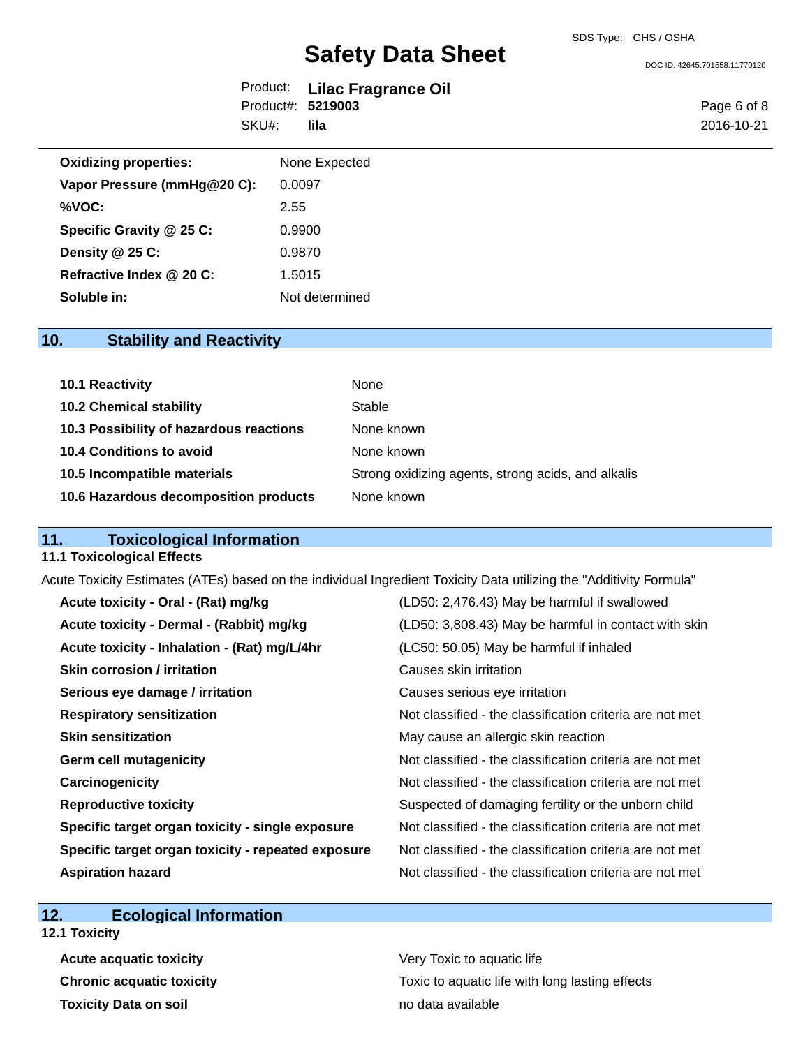| | |
|---|---|
| **Oxidizing properties:** | None Expected |
| **Vapor Pressure (mmHg@20 C):** | 0.0097 |
| **%VOC:** | 2.55 |
| **Specific Gravity @ 25 C:** | 0.9900 |
| **Density @ 25 C:** | 0.9870 |
| **Refractive Index @ 20 C:** | 1.5015 |
| **Soluble in:** | Not determined |

## 10. Stability and Reactivity

| | |
|---|---|
| **10.1 Reactivity** | None |
| **10.2 Chemical stability** | Stable |
| **10.3 Possibility of hazardous reactions** | None known |
| **10.4 Conditions to avoid** | None known |
| **10.5 Incompatible materials** | Strong oxidizing agents, strong acids, and alkalis |
| **10.6 Hazardous decomposition products** | None known |

## 11. Toxicological Information

### 11.1 Toxicological Effects

Acute Toxicity Estimates (ATEs) based on the individual Ingredient Toxicity Data utilizing the "Additivity Formula"

| | |
|---|---|
| **Acute toxicity - Oral - (Rat) mg/kg** | (LD50: 2,476.43) May be harmful if swallowed |
| **Acute toxicity - Dermal - (Rabbit) mg/kg** | (LD50: 3,808.43) May be harmful in contact with skin |
| **Acute toxicity - Inhalation - (Rat) mg/L/4hr** | (LC50: 50.05) May be harmful if inhaled |
| **Skin corrosion / irritation** | Causes skin irritation |
| **Serious eye damage / irritation** | Causes serious eye irritation |
| **Respiratory sensitization** | Not classified - the classification criteria are not met |
| **Skin sensitization** | May cause an allergic skin reaction |
| **Germ cell mutagenicity** | Not classified - the classification criteria are not met |
| **Carcinogenicity** | Not classified - the classification criteria are not met |
| **Reproductive toxicity** | Suspected of damaging fertility or the unborn child |
| **Specific target organ toxicity - single exposure** | Not classified - the classification criteria are not met |
| **Specific target organ toxicity - repeated exposure** | Not classified - the classification criteria are not met |
| **Aspiration hazard** | Not classified - the classification criteria are not met |

## 12. Ecological Information

### 12.1 Toxicity

| | |
|---|---|
| **Acute acquatic toxicity** | Very Toxic to aquatic life |
| **Chronic acquatic toxicity** | Toxic to aquatic life with long lasting effects |
| **Toxicity Data on soil** | no data available |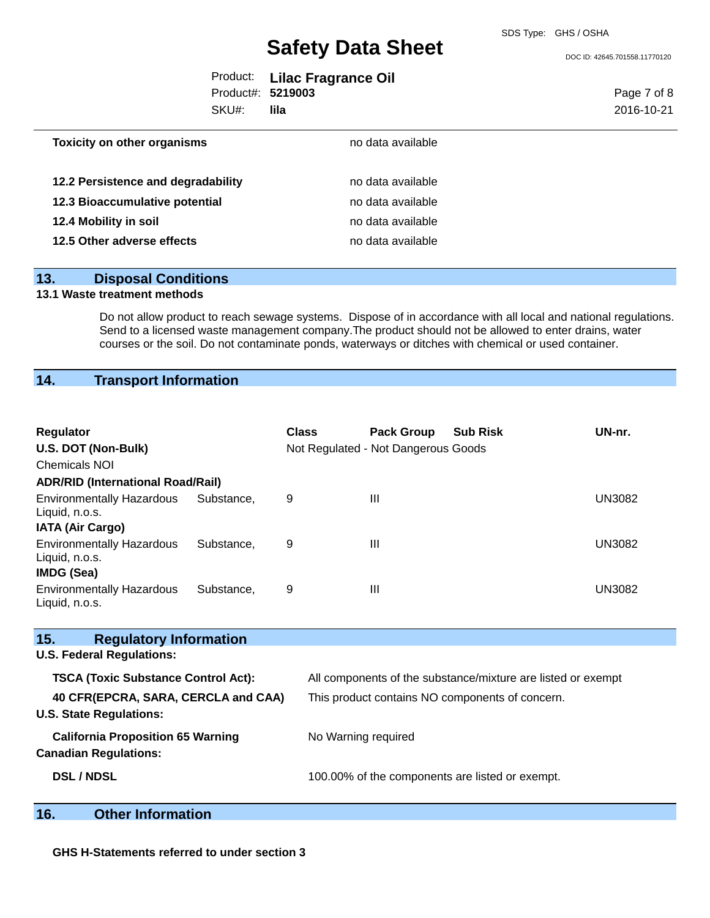**Toxicity on other organisms** no data available

| | |
|---|---|
| **12.2 Persistence and degradability** | no data available |
| **12.3 Bioaccumulative potential** | no data available |
| **12.4 Mobility in soil** | no data available |
| **12.5 Other adverse effects** | no data available |

## 13. Disposal Conditions

**13.1 Waste treatment methods**

Do not allow product to reach sewage systems. Dispose of in accordance with all local and national regulations. Send to a licensed waste management company.The product should not be allowed to enter drains, water courses or the soil. Do not contaminate ponds, waterways or ditches with chemical or used container.

## 14. Transport Information

| Regulator | Class | Pack Group | Sub Risk | UN-nr. |
|---|---|---|---|---|
| **U.S. DOT (Non-Bulk)** | Not Regulated - Not Dangerous Goods | | | |
| Chemicals NOI | | | | |
| **ADR/RID (International Road/Rail)** | | | | |
| Environmentally Hazardous Substance, Liquid, n.o.s. | 9 | III | | UN3082 |
| **IATA (Air Cargo)** | | | | |
| Environmentally Hazardous Substance, Liquid, n.o.s. | 9 | III | | UN3082 |
| **IMDG (Sea)** | | | | |
| Environmentally Hazardous Substance, Liquid, n.o.s. | 9 | III | | UN3082 |

## 15. Regulatory Information

**U.S. Federal Regulations:**

| | |
|---|---|
| **TSCA (Toxic Substance Control Act):** | All components of the substance/mixture are listed or exempt |
| **40 CFR(EPCRA, SARA, CERCLA and CAA)** | This product contains NO components of concern. |

**U.S. State Regulations:**

| | |
|---|---|
| **California Proposition 65 Warning** | No Warning required |

**Canadian Regulations:**

| | |
|---|---|
| **DSL / NDSL** | 100.00% of the components are listed or exempt. |

## 16. Other Information

**GHS H-Statements referred to under section 3**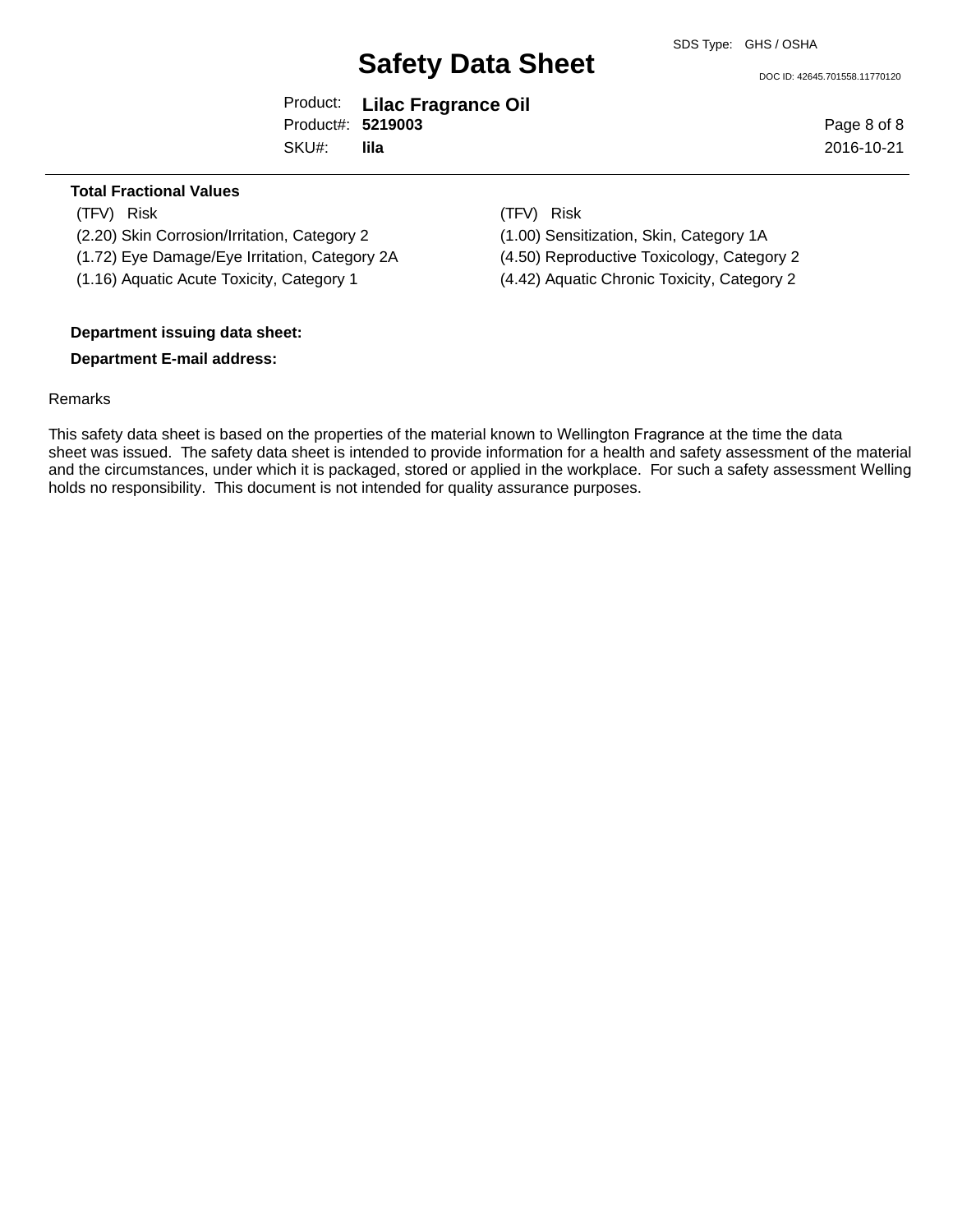**Total Fractional Values**

| (TFV) Risk | (TFV) Risk |
|---|---|
| (2.20) Skin Corrosion/Irritation, Category 2 | (1.00) Sensitization, Skin, Category 1A |
| (1.72) Eye Damage/Eye Irritation, Category 2A | (4.50) Reproductive Toxicology, Category 2 |
| (1.16) Aquatic Acute Toxicity, Category 1 | (4.42) Aquatic Chronic Toxicity, Category 2 |

**Department issuing data sheet:**

**Department E-mail address:**

Remarks

This safety data sheet is based on the properties of the material known to Wellington Fragrance at the time the data sheet was issued. The safety data sheet is intended to provide information for a health and safety assessment of the material and the circumstances, under which it is packaged, stored or applied in the workplace. For such a safety assessment Welling holds no responsibility. This document is not intended for quality assurance purposes.